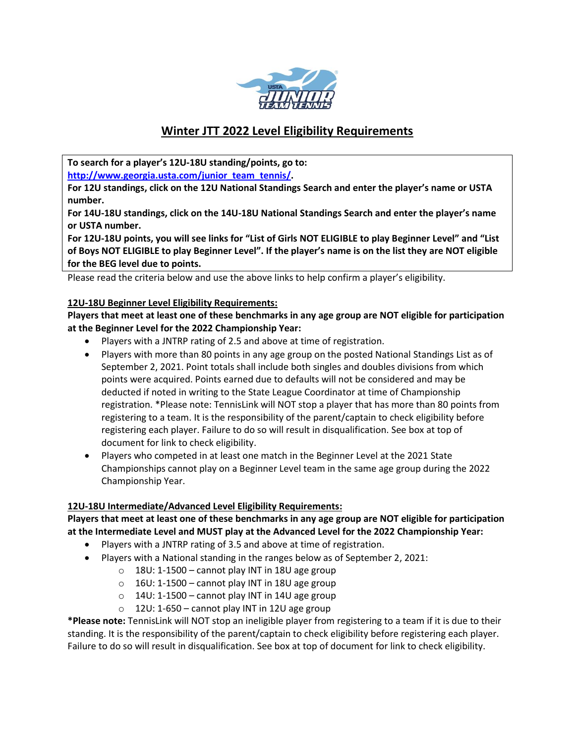# Winter JTT 2022 Level Eligibility Requirements

**To search for a player's 12U-18U standing/points, go to:**
**[http://www.georgia.usta.com/junior_team_tennis/](http://www.georgia.usta.com/junior_team_tennis/).**
**For 12U standings, click on the 12U National Standings Search and enter the player's name or USTA number.**
**For 14U-18U standings, click on the 14U-18U National Standings Search and enter the player's name or USTA number.**
**For 12U-18U points, you will see links for "List of Girls NOT ELIGIBLE to play Beginner Level" and "List of Boys NOT ELIGIBLE to play Beginner Level". If the player's name is on the list they are NOT eligible for the BEG level due to points.**

Please read the criteria below and use the above links to help confirm a player's eligibility.

## 12U-18U Beginner Level Eligibility Requirements:

**Players that meet at least one of these benchmarks in any age group are NOT eligible for participation at the Beginner Level for the 2022 Championship Year:**

- Players with a JNTRP rating of 2.5 and above at time of registration.
- Players with more than 80 points in any age group on the posted National Standings List as of September 2, 2021. Point totals shall include both singles and doubles divisions from which points were acquired. Points earned due to defaults will not be considered and may be deducted if noted in writing to the State League Coordinator at time of Championship registration. *Please note: TennisLink will NOT stop a player that has more than 80 points from registering to a team. It is the responsibility of the parent/captain to check eligibility before registering each player. Failure to do so will result in disqualification. See box at top of document for link to check eligibility.
- Players who competed in at least one match in the Beginner Level at the 2021 State Championships cannot play on a Beginner Level team in the same age group during the 2022 Championship Year.

## 12U-18U Intermediate/Advanced Level Eligibility Requirements:

**Players that meet at least one of these benchmarks in any age group are NOT eligible for participation at the Intermediate Level and MUST play at the Advanced Level for the 2022 Championship Year:**

- Players with a JNTRP rating of 3.5 and above at time of registration.
- Players with a National standing in the ranges below as of September 2, 2021:
  - 18U: 1-1500 – cannot play INT in 18U age group
  - 16U: 1-1500 – cannot play INT in 18U age group
  - 14U: 1-1500 – cannot play INT in 14U age group
  - 12U: 1-650 – cannot play INT in 12U age group

***Please note:** TennisLink will NOT stop an ineligible player from registering to a team if it is due to their standing. It is the responsibility of the parent/captain to check eligibility before registering each player. Failure to do so will result in disqualification. See box at top of document for link to check eligibility.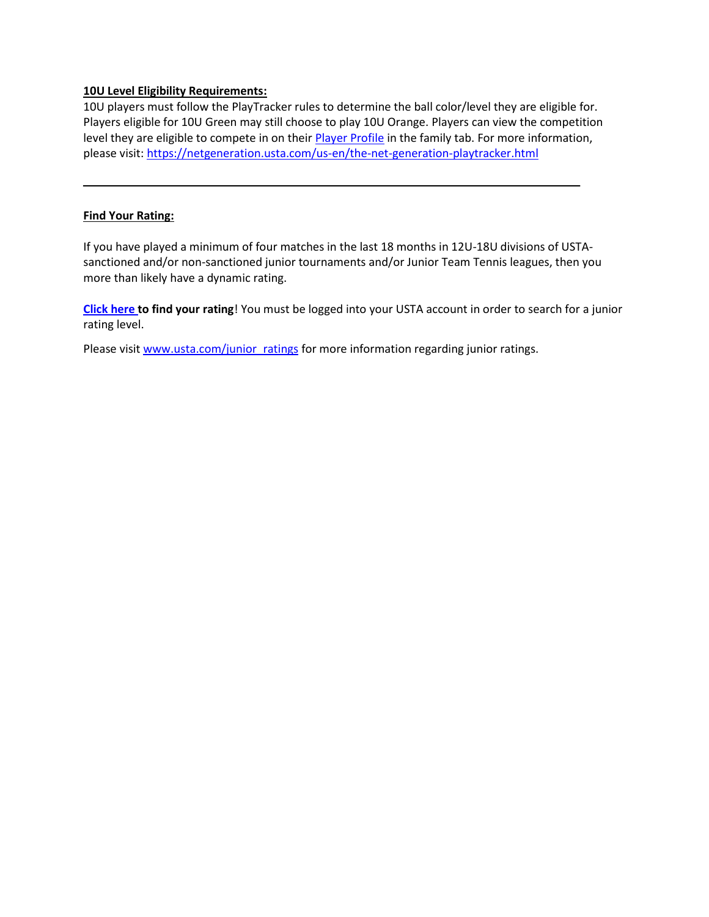**10U Level Eligibility Requirements:**

10U players must follow the PlayTracker rules to determine the ball color/level they are eligible for. Players eligible for 10U Green may still choose to play 10U Orange. Players can view the competition level they are eligible to compete in on their Player Profile in the family tab. For more information, please visit: https://netgeneration.usta.com/us-en/the-net-generation-playtracker.html

---

**Find Your Rating:**

If you have played a minimum of four matches in the last 18 months in 12U-18U divisions of USTA-sanctioned and/or non-sanctioned junior tournaments and/or Junior Team Tennis leagues, then you more than likely have a dynamic rating.

**Click here to find your rating**! You must be logged into your USTA account in order to search for a junior rating level.

Please visit www.usta.com/junior_ratings for more information regarding junior ratings.